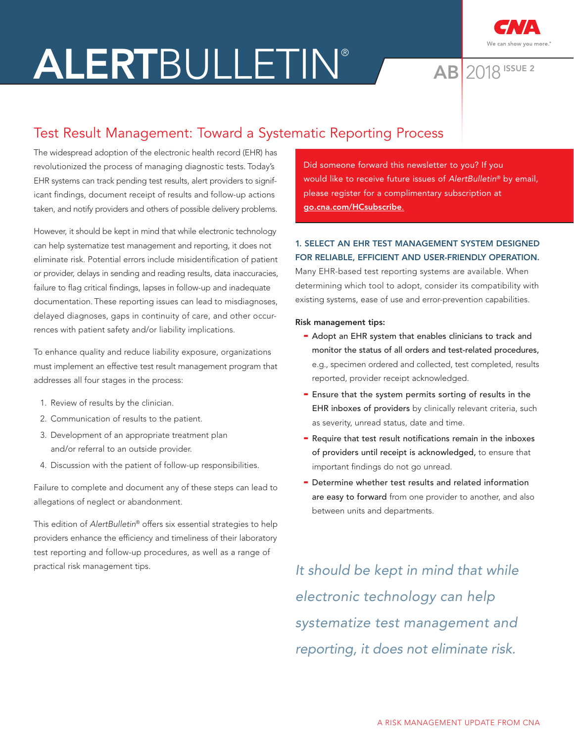# ALERTBULLETIN®

AB 2018 ISSUE 2

## Test Result Management: Toward a Systematic Reporting Process

The widespread adoption of the electronic health record (EHR) has revolutionized the process of managing diagnostic tests. Today's EHR systems can track pending test results, alert providers to significant findings, document receipt of results and follow-up actions taken, and notify providers and others of possible delivery problems.

However, it should be kept in mind that while electronic technology can help systematize test management and reporting, it does not eliminate risk. Potential errors include misidentification of patient or provider, delays in sending and reading results, data inaccuracies, failure to flag critical findings, lapses in follow-up and inadequate documentation. These reporting issues can lead to misdiagnoses, delayed diagnoses, gaps in continuity of care, and other occurrences with patient safety and/or liability implications.

To enhance quality and reduce liability exposure, organizations must implement an effective test result management program that addresses all four stages in the process:

1. Review of results by the clinician.
2. Communication of results to the patient.
3. Development of an appropriate treatment plan and/or referral to an outside provider.
4. Discussion with the patient of follow-up responsibilities.

Failure to complete and document any of these steps can lead to allegations of neglect or abandonment.

This edition of *AlertBulletin®* offers six essential strategies to help providers enhance the efficiency and timeliness of their laboratory test reporting and follow-up procedures, as well as a range of practical risk management tips.

Did someone forward this newsletter to you? If you would like to receive future issues of *AlertBulletin®* by email, please register for a complimentary subscription at go.cna.com/HCsubscribe.

### 1. SELECT AN EHR TEST MANAGEMENT SYSTEM DESIGNED FOR RELIABLE, EFFICIENT AND USER-FRIENDLY OPERATION.

Many EHR-based test reporting systems are available. When determining which tool to adopt, consider its compatibility with existing systems, ease of use and error-prevention capabilities.

**Risk management tips:**

- **Adopt an EHR system that enables clinicians to track and monitor the status of all orders and test-related procedures,** e.g., specimen ordered and collected, test completed, results reported, provider receipt acknowledged.
- **Ensure that the system permits sorting of results in the EHR inboxes of providers** by clinically relevant criteria, such as severity, unread status, date and time.
- **Require that test result notifications remain in the inboxes of providers until receipt is acknowledged,** to ensure that important findings do not go unread.
- **Determine whether test results and related information are easy to forward** from one provider to another, and also between units and departments.

*It should be kept in mind that while electronic technology can help systematize test management and reporting, it does not eliminate risk.*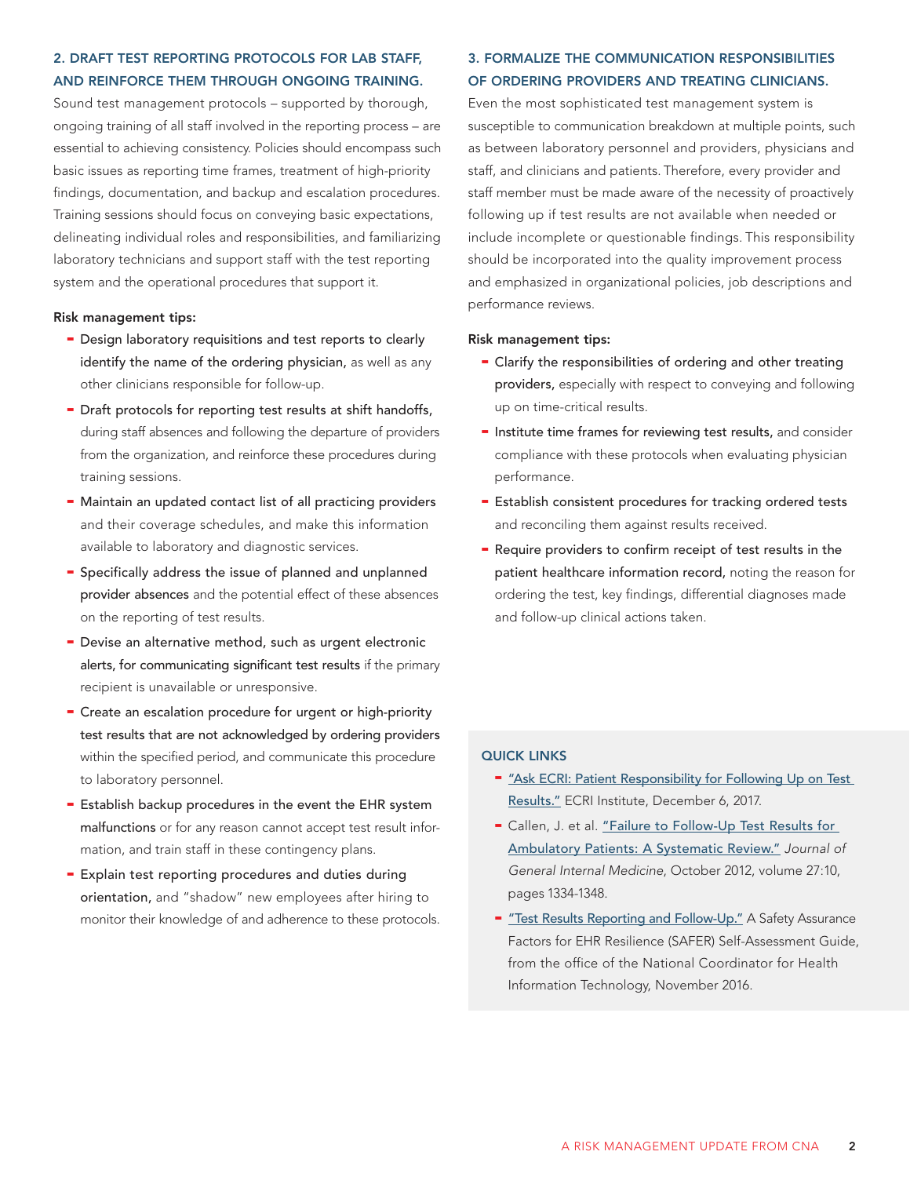## 2. DRAFT TEST REPORTING PROTOCOLS FOR LAB STAFF, AND REINFORCE THEM THROUGH ONGOING TRAINING.

Sound test management protocols – supported by thorough, ongoing training of all staff involved in the reporting process – are essential to achieving consistency. Policies should encompass such basic issues as reporting time frames, treatment of high-priority findings, documentation, and backup and escalation procedures. Training sessions should focus on conveying basic expectations, delineating individual roles and responsibilities, and familiarizing laboratory technicians and support staff with the test reporting system and the operational procedures that support it.

**Risk management tips:**

- **Design laboratory requisitions and test reports to clearly identify the name of the ordering physician,** as well as any other clinicians responsible for follow-up.
- **Draft protocols for reporting test results at shift handoffs,** during staff absences and following the departure of providers from the organization, and reinforce these procedures during training sessions.
- **Maintain an updated contact list of all practicing providers** and their coverage schedules, and make this information available to laboratory and diagnostic services.
- **Specifically address the issue of planned and unplanned provider absences** and the potential effect of these absences on the reporting of test results.
- **Devise an alternative method, such as urgent electronic alerts, for communicating significant test results** if the primary recipient is unavailable or unresponsive.
- **Create an escalation procedure for urgent or high-priority test results that are not acknowledged by ordering providers** within the specified period, and communicate this procedure to laboratory personnel.
- **Establish backup procedures in the event the EHR system malfunctions** or for any reason cannot accept test result information, and train staff in these contingency plans.
- **Explain test reporting procedures and duties during orientation,** and "shadow" new employees after hiring to monitor their knowledge of and adherence to these protocols.

## 3. FORMALIZE THE COMMUNICATION RESPONSIBILITIES OF ORDERING PROVIDERS AND TREATING CLINICIANS.

Even the most sophisticated test management system is susceptible to communication breakdown at multiple points, such as between laboratory personnel and providers, physicians and staff, and clinicians and patients. Therefore, every provider and staff member must be made aware of the necessity of proactively following up if test results are not available when needed or include incomplete or questionable findings. This responsibility should be incorporated into the quality improvement process and emphasized in organizational policies, job descriptions and performance reviews.

**Risk management tips:**

- **Clarify the responsibilities of ordering and other treating providers,** especially with respect to conveying and following up on time-critical results.
- **Institute time frames for reviewing test results,** and consider compliance with these protocols when evaluating physician performance.
- **Establish consistent procedures for tracking ordered tests** and reconciling them against results received.
- **Require providers to confirm receipt of test results in the patient healthcare information record,** noting the reason for ordering the test, key findings, differential diagnoses made and follow-up clinical actions taken.

### QUICK LINKS

- "Ask ECRI: Patient Responsibility for Following Up on Test Results." ECRI Institute, December 6, 2017.
- Callen, J. et al. "Failure to Follow-Up Test Results for Ambulatory Patients: A Systematic Review." *Journal of General Internal Medicine*, October 2012, volume 27:10, pages 1334-1348.
- "Test Results Reporting and Follow-Up." A Safety Assurance Factors for EHR Resilience (SAFER) Self-Assessment Guide, from the office of the National Coordinator for Health Information Technology, November 2016.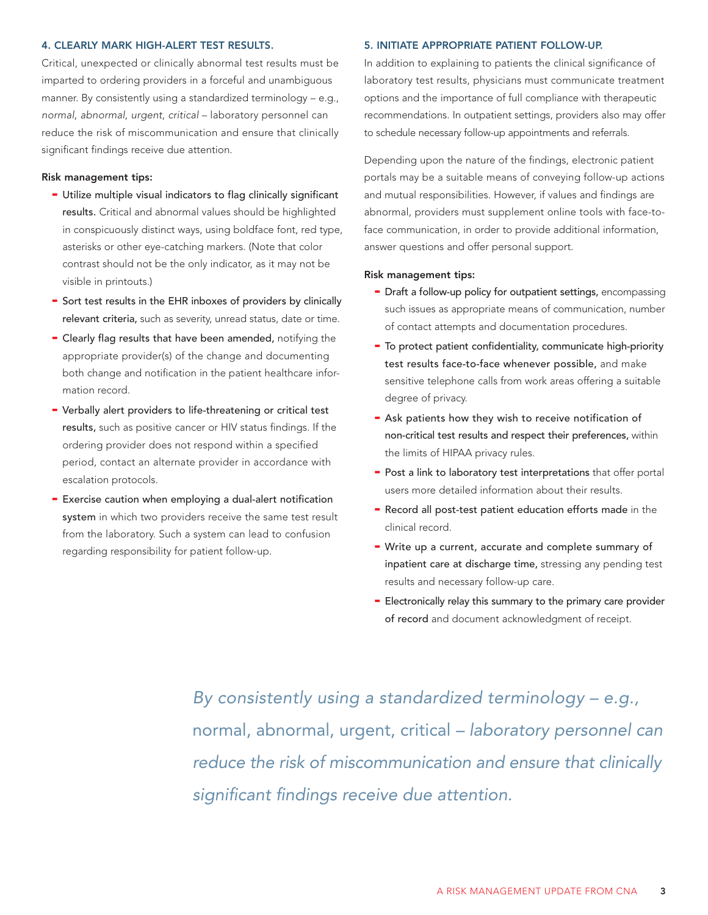### 4. CLEARLY MARK HIGH-ALERT TEST RESULTS.

Critical, unexpected or clinically abnormal test results must be imparted to ordering providers in a forceful and unambiguous manner. By consistently using a standardized terminology – e.g., *normal*, *abnormal*, *urgent*, *critical* – laboratory personnel can reduce the risk of miscommunication and ensure that clinically significant findings receive due attention.

**Risk management tips:**

- **Utilize multiple visual indicators to flag clinically significant results.** Critical and abnormal values should be highlighted in conspicuously distinct ways, using boldface font, red type, asterisks or other eye-catching markers. (Note that color contrast should not be the only indicator, as it may not be visible in printouts.)
- **Sort test results in the EHR inboxes of providers by clinically relevant criteria,** such as severity, unread status, date or time.
- **Clearly flag results that have been amended,** notifying the appropriate provider(s) of the change and documenting both change and notification in the patient healthcare information record.
- **Verbally alert providers to life-threatening or critical test results,** such as positive cancer or HIV status findings. If the ordering provider does not respond within a specified period, contact an alternate provider in accordance with escalation protocols.
- **Exercise caution when employing a dual-alert notification system** in which two providers receive the same test result from the laboratory. Such a system can lead to confusion regarding responsibility for patient follow-up.

### 5. INITIATE APPROPRIATE PATIENT FOLLOW-UP.

In addition to explaining to patients the clinical significance of laboratory test results, physicians must communicate treatment options and the importance of full compliance with therapeutic recommendations. In outpatient settings, providers also may offer to schedule necessary follow-up appointments and referrals.

Depending upon the nature of the findings, electronic patient portals may be a suitable means of conveying follow-up actions and mutual responsibilities. However, if values and findings are abnormal, providers must supplement online tools with face-to-face communication, in order to provide additional information, answer questions and offer personal support.

**Risk management tips:**

- **Draft a follow-up policy for outpatient settings,** encompassing such issues as appropriate means of communication, number of contact attempts and documentation procedures.
- **To protect patient confidentiality, communicate high-priority test results face-to-face whenever possible,** and make sensitive telephone calls from work areas offering a suitable degree of privacy.
- **Ask patients how they wish to receive notification of non-critical test results and respect their preferences,** within the limits of HIPAA privacy rules.
- **Post a link to laboratory test interpretations** that offer portal users more detailed information about their results.
- **Record all post-test patient education efforts made** in the clinical record.
- **Write up a current, accurate and complete summary of inpatient care at discharge time,** stressing any pending test results and necessary follow-up care.
- **Electronically relay this summary to the primary care provider of record** and document acknowledgment of receipt.

*By consistently using a standardized terminology – e.g.,* normal, abnormal, urgent, critical *– laboratory personnel can reduce the risk of miscommunication and ensure that clinically significant findings receive due attention.*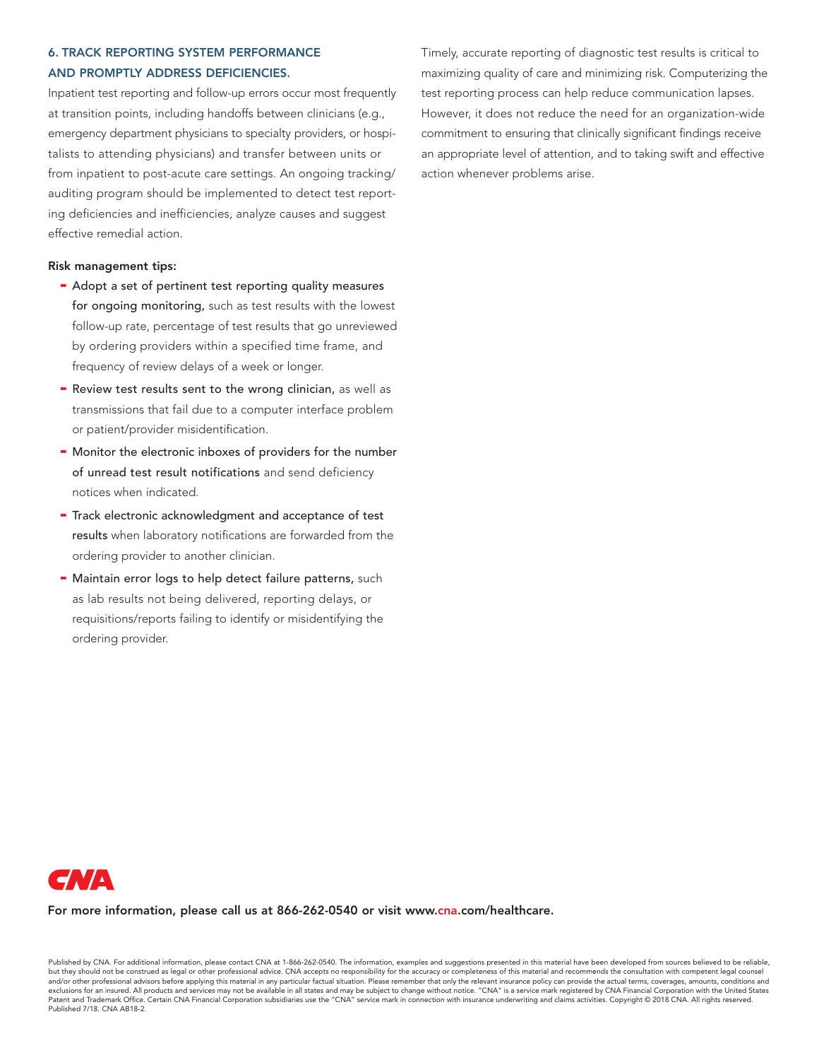### 6. TRACK REPORTING SYSTEM PERFORMANCE AND PROMPTLY ADDRESS DEFICIENCIES.

Inpatient test reporting and follow-up errors occur most frequently at transition points, including handoffs between clinicians (e.g., emergency department physicians to specialty providers, or hospitalists to attending physicians) and transfer between units or from inpatient to post-acute care settings. An ongoing tracking/auditing program should be implemented to detect test reporting deficiencies and inefficiencies, analyze causes and suggest effective remedial action.

**Risk management tips:**

- **Adopt a set of pertinent test reporting quality measures for ongoing monitoring,** such as test results with the lowest follow-up rate, percentage of test results that go unreviewed by ordering providers within a specified time frame, and frequency of review delays of a week or longer.
- **Review test results sent to the wrong clinician,** as well as transmissions that fail due to a computer interface problem or patient/provider misidentification.
- **Monitor the electronic inboxes of providers for the number of unread test result notifications** and send deficiency notices when indicated.
- **Track electronic acknowledgment and acceptance of test results** when laboratory notifications are forwarded from the ordering provider to another clinician.
- **Maintain error logs to help detect failure patterns,** such as lab results not being delivered, reporting delays, or requisitions/reports failing to identify or misidentifying the ordering provider.

Timely, accurate reporting of diagnostic test results is critical to maximizing quality of care and minimizing risk. Computerizing the test reporting process can help reduce communication lapses. However, it does not reduce the need for an organization-wide commitment to ensuring that clinically significant findings receive an appropriate level of attention, and to taking swift and effective action whenever problems arise.

CNA

**For more information, please call us at 866-262-0540 or visit www.cna.com/healthcare.**

Published by CNA. For additional information, please contact CNA at 1-866-262-0540. The information, examples and suggestions presented in this material have been developed from sources believed to be reliable, but they should not be construed as legal or other professional advice. CNA accepts no responsibility for the accuracy or completeness of this material and recommends the consultation with competent legal counsel and/or other professional advisors before applying this material in any particular factual situation. Please remember that only the relevant insurance policy can provide the actual terms, coverages, amounts, conditions and exclusions for an insured. All products and services may not be available in all states and may be subject to change without notice. "CNA" is a service mark registered by CNA Financial Corporation with the United States Patent and Trademark Office. Certain CNA Financial Corporation subsidiaries use the "CNA" service mark in connection with insurance underwriting and claims activities. Copyright © 2018 CNA. All rights reserved. Published 7/18. CNA AB18-2.